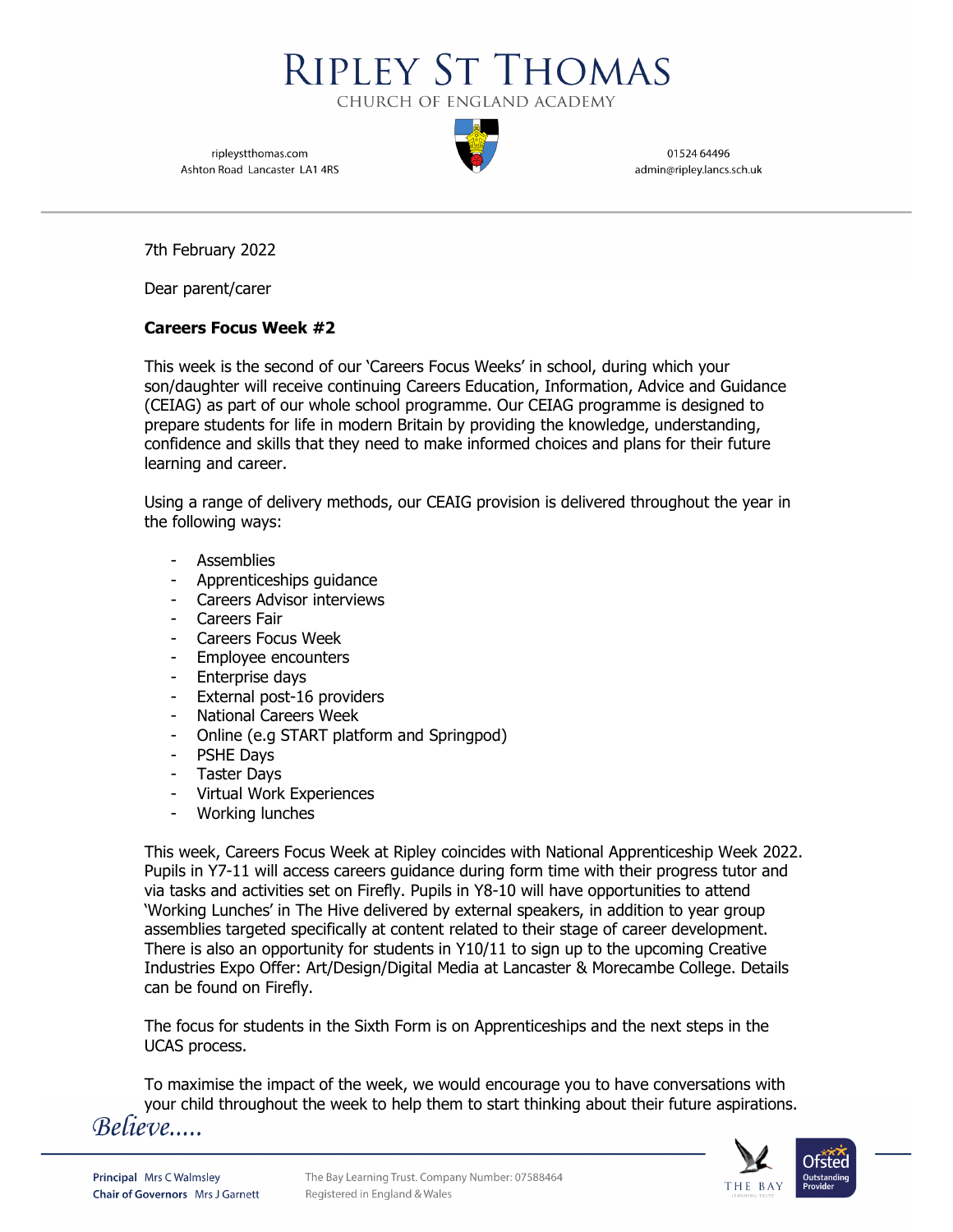# Ripley St Thomas

Church of England Academy

ripleystthomas.com
Ashton Road Lancaster LA1 4RS

01524 64496
admin@ripley.lancs.sch.uk

7th February 2022

Dear parent/carer

**Careers Focus Week #2**

This week is the second of our 'Careers Focus Weeks' in school, during which your son/daughter will receive continuing Careers Education, Information, Advice and Guidance (CEIAG) as part of our whole school programme. Our CEIAG programme is designed to prepare students for life in modern Britain by providing the knowledge, understanding, confidence and skills that they need to make informed choices and plans for their future learning and career.

Using a range of delivery methods, our CEAIG provision is delivered throughout the year in the following ways:

- Assemblies
- Apprenticeships guidance
- Careers Advisor interviews
- Careers Fair
- Careers Focus Week
- Employee encounters
- Enterprise days
- External post-16 providers
- National Careers Week
- Online (e.g START platform and Springpod)
- PSHE Days
- Taster Days
- Virtual Work Experiences
- Working lunches

This week, Careers Focus Week at Ripley coincides with National Apprenticeship Week 2022. Pupils in Y7-11 will access careers guidance during form time with their progress tutor and via tasks and activities set on Firefly. Pupils in Y8-10 will have opportunities to attend 'Working Lunches' in The Hive delivered by external speakers, in addition to year group assemblies targeted specifically at content related to their stage of career development. There is also an opportunity for students in Y10/11 to sign up to the upcoming Creative Industries Expo Offer: Art/Design/Digital Media at Lancaster & Morecambe College. Details can be found on Firefly.

The focus for students in the Sixth Form is on Apprenticeships and the next steps in the UCAS process.

To maximise the impact of the week, we would encourage you to have conversations with your child throughout the week to help them to start thinking about their future aspirations.

*Believe.....*

**Principal** Mrs C Walmsley
**Chair of Governors** Mrs J Garnett

The Bay Learning Trust. Company Number: 07588464
Registered in England & Wales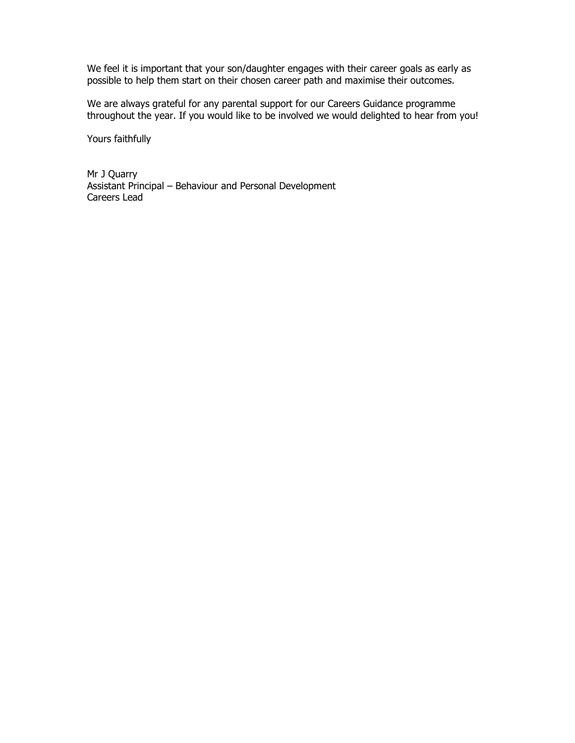We feel it is important that your son/daughter engages with their career goals as early as possible to help them start on their chosen career path and maximise their outcomes.

We are always grateful for any parental support for our Careers Guidance programme throughout the year. If you would like to be involved we would delighted to hear from you!

Yours faithfully

Mr J Quarry
Assistant Principal – Behaviour and Personal Development
Careers Lead